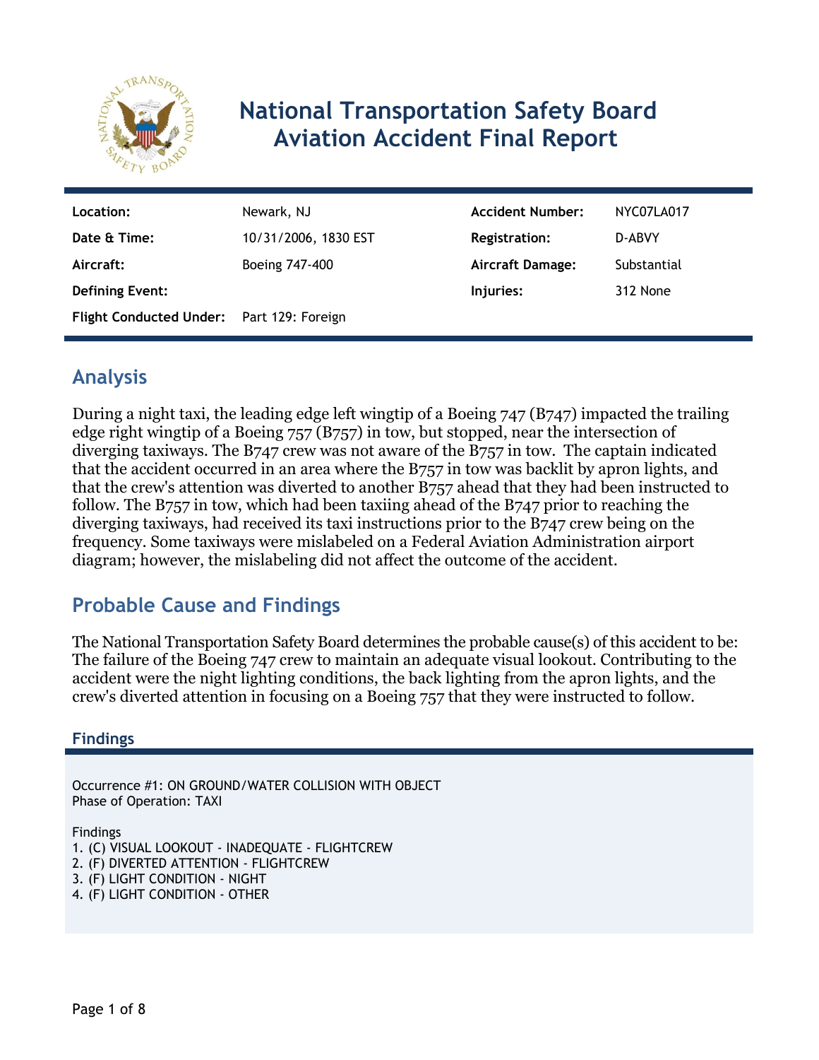# National Transportation Safety Board Aviation Accident Final Report

| | | | |
|---|---|---|---|
| **Location:** | Newark, NJ | **Accident Number:** | NYC07LA017 |
| **Date & Time:** | 10/31/2006, 1830 EST | **Registration:** | D-ABVY |
| **Aircraft:** | Boeing 747-400 | **Aircraft Damage:** | Substantial |
| **Defining Event:** | | **Injuries:** | 312 None |
| **Flight Conducted Under:** | Part 129: Foreign | | |

## Analysis

During a night taxi, the leading edge left wingtip of a Boeing 747 (B747) impacted the trailing edge right wingtip of a Boeing 757 (B757) in tow, but stopped, near the intersection of diverging taxiways. The B747 crew was not aware of the B757 in tow. The captain indicated that the accident occurred in an area where the B757 in tow was backlit by apron lights, and that the crew's attention was diverted to another B757 ahead that they had been instructed to follow. The B757 in tow, which had been taxiing ahead of the B747 prior to reaching the diverging taxiways, had received its taxi instructions prior to the B747 crew being on the frequency. Some taxiways were mislabeled on a Federal Aviation Administration airport diagram; however, the mislabeling did not affect the outcome of the accident.

## Probable Cause and Findings

The National Transportation Safety Board determines the probable cause(s) of this accident to be:
The failure of the Boeing 747 crew to maintain an adequate visual lookout. Contributing to the accident were the night lighting conditions, the back lighting from the apron lights, and the crew's diverted attention in focusing on a Boeing 757 that they were instructed to follow.

### Findings

Occurrence #1: ON GROUND/WATER COLLISION WITH OBJECT
Phase of Operation: TAXI

Findings
1. (C) VISUAL LOOKOUT - INADEQUATE - FLIGHTCREW
2. (F) DIVERTED ATTENTION - FLIGHTCREW
3. (F) LIGHT CONDITION - NIGHT
4. (F) LIGHT CONDITION - OTHER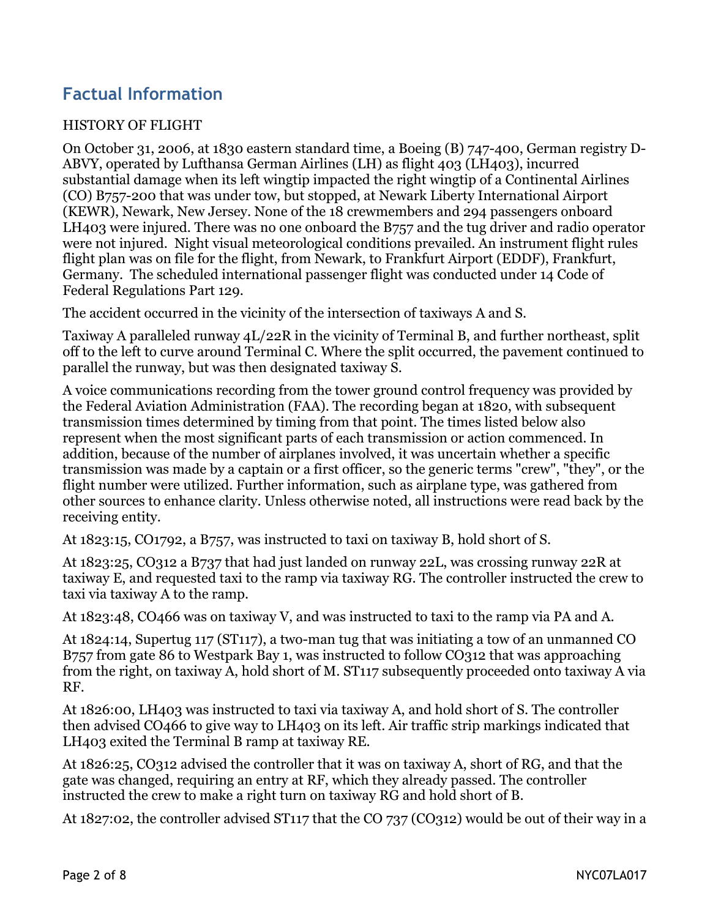## Factual Information

HISTORY OF FLIGHT

On October 31, 2006, at 1830 eastern standard time, a Boeing (B) 747-400, German registry D-ABVY, operated by Lufthansa German Airlines (LH) as flight 403 (LH403), incurred substantial damage when its left wingtip impacted the right wingtip of a Continental Airlines (CO) B757-200 that was under tow, but stopped, at Newark Liberty International Airport (KEWR), Newark, New Jersey. None of the 18 crewmembers and 294 passengers onboard LH403 were injured. There was no one onboard the B757 and the tug driver and radio operator were not injured. Night visual meteorological conditions prevailed. An instrument flight rules flight plan was on file for the flight, from Newark, to Frankfurt Airport (EDDF), Frankfurt, Germany. The scheduled international passenger flight was conducted under 14 Code of Federal Regulations Part 129.

The accident occurred in the vicinity of the intersection of taxiways A and S.

Taxiway A paralleled runway 4L/22R in the vicinity of Terminal B, and further northeast, split off to the left to curve around Terminal C. Where the split occurred, the pavement continued to parallel the runway, but was then designated taxiway S.

A voice communications recording from the tower ground control frequency was provided by the Federal Aviation Administration (FAA). The recording began at 1820, with subsequent transmission times determined by timing from that point. The times listed below also represent when the most significant parts of each transmission or action commenced. In addition, because of the number of airplanes involved, it was uncertain whether a specific transmission was made by a captain or a first officer, so the generic terms "crew", "they", or the flight number were utilized. Further information, such as airplane type, was gathered from other sources to enhance clarity. Unless otherwise noted, all instructions were read back by the receiving entity.

At 1823:15, CO1792, a B757, was instructed to taxi on taxiway B, hold short of S.

At 1823:25, CO312 a B737 that had just landed on runway 22L, was crossing runway 22R at taxiway E, and requested taxi to the ramp via taxiway RG. The controller instructed the crew to taxi via taxiway A to the ramp.

At 1823:48, CO466 was on taxiway V, and was instructed to taxi to the ramp via PA and A.

At 1824:14, Supertug 117 (ST117), a two-man tug that was initiating a tow of an unmanned CO B757 from gate 86 to Westpark Bay 1, was instructed to follow CO312 that was approaching from the right, on taxiway A, hold short of M. ST117 subsequently proceeded onto taxiway A via RF.

At 1826:00, LH403 was instructed to taxi via taxiway A, and hold short of S. The controller then advised CO466 to give way to LH403 on its left. Air traffic strip markings indicated that LH403 exited the Terminal B ramp at taxiway RE.

At 1826:25, CO312 advised the controller that it was on taxiway A, short of RG, and that the gate was changed, requiring an entry at RF, which they already passed. The controller instructed the crew to make a right turn on taxiway RG and hold short of B.

At 1827:02, the controller advised ST117 that the CO 737 (CO312) would be out of their way in a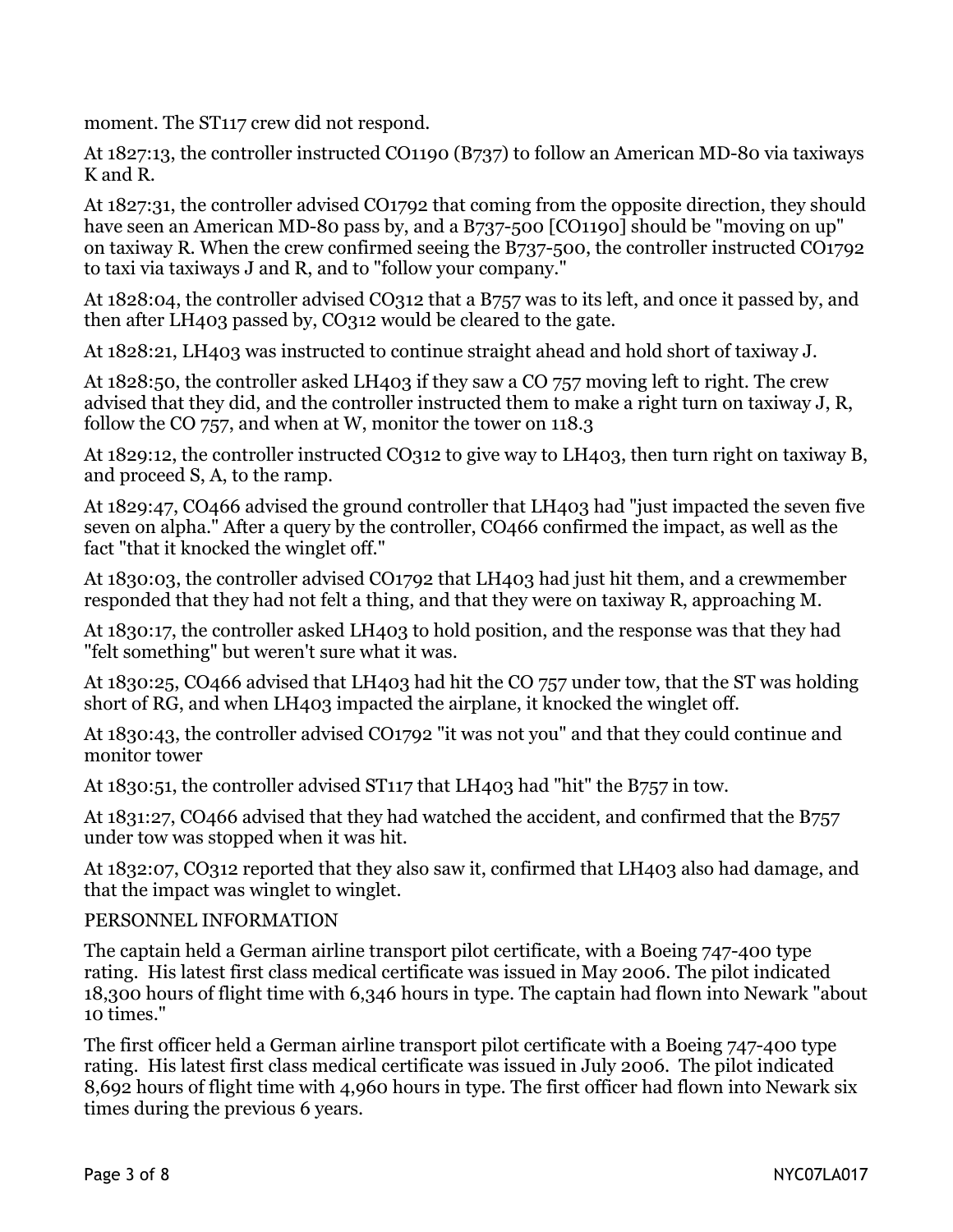moment. The ST117 crew did not respond.

At 1827:13, the controller instructed CO1190 (B737) to follow an American MD-80 via taxiways K and R.

At 1827:31, the controller advised CO1792 that coming from the opposite direction, they should have seen an American MD-80 pass by, and a B737-500 [CO1190] should be "moving on up" on taxiway R. When the crew confirmed seeing the B737-500, the controller instructed CO1792 to taxi via taxiways J and R, and to "follow your company."

At 1828:04, the controller advised CO312 that a B757 was to its left, and once it passed by, and then after LH403 passed by, CO312 would be cleared to the gate.

At 1828:21, LH403 was instructed to continue straight ahead and hold short of taxiway J.

At 1828:50, the controller asked LH403 if they saw a CO 757 moving left to right. The crew advised that they did, and the controller instructed them to make a right turn on taxiway J, R, follow the CO 757, and when at W, monitor the tower on 118.3

At 1829:12, the controller instructed CO312 to give way to LH403, then turn right on taxiway B, and proceed S, A, to the ramp.

At 1829:47, CO466 advised the ground controller that LH403 had "just impacted the seven five seven on alpha." After a query by the controller, CO466 confirmed the impact, as well as the fact "that it knocked the winglet off."

At 1830:03, the controller advised CO1792 that LH403 had just hit them, and a crewmember responded that they had not felt a thing, and that they were on taxiway R, approaching M.

At 1830:17, the controller asked LH403 to hold position, and the response was that they had "felt something" but weren't sure what it was.

At 1830:25, CO466 advised that LH403 had hit the CO 757 under tow, that the ST was holding short of RG, and when LH403 impacted the airplane, it knocked the winglet off.

At 1830:43, the controller advised CO1792 "it was not you" and that they could continue and monitor tower

At 1830:51, the controller advised ST117 that LH403 had "hit" the B757 in tow.

At 1831:27, CO466 advised that they had watched the accident, and confirmed that the B757 under tow was stopped when it was hit.

At 1832:07, CO312 reported that they also saw it, confirmed that LH403 also had damage, and that the impact was winglet to winglet.

PERSONNEL INFORMATION

The captain held a German airline transport pilot certificate, with a Boeing 747-400 type rating. His latest first class medical certificate was issued in May 2006. The pilot indicated 18,300 hours of flight time with 6,346 hours in type. The captain had flown into Newark "about 10 times."

The first officer held a German airline transport pilot certificate with a Boeing 747-400 type rating. His latest first class medical certificate was issued in July 2006. The pilot indicated 8,692 hours of flight time with 4,960 hours in type. The first officer had flown into Newark six times during the previous 6 years.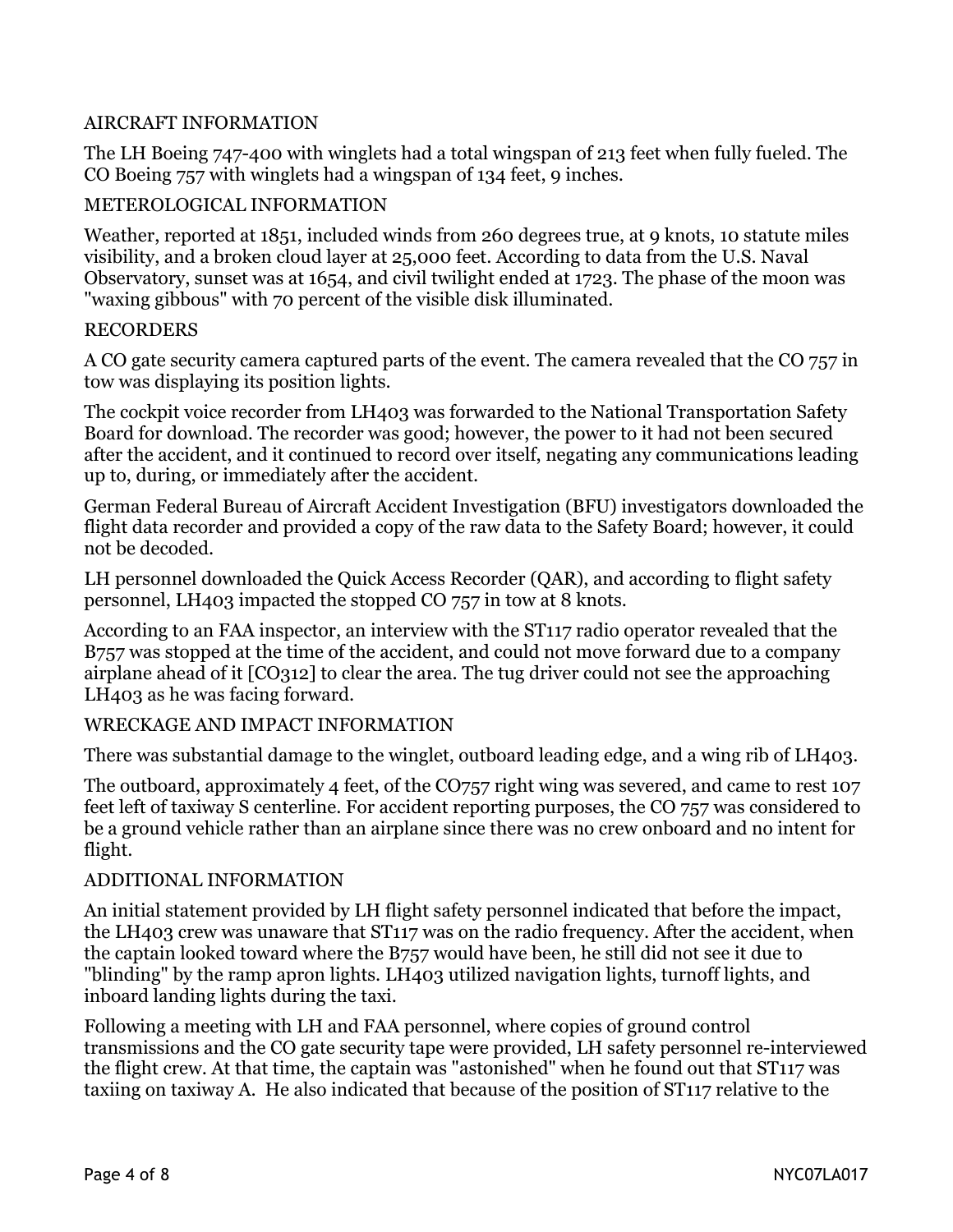## AIRCRAFT INFORMATION

The LH Boeing 747-400 with winglets had a total wingspan of 213 feet when fully fueled. The CO Boeing 757 with winglets had a wingspan of 134 feet, 9 inches.

## METEROLOGICAL INFORMATION

Weather, reported at 1851, included winds from 260 degrees true, at 9 knots, 10 statute miles visibility, and a broken cloud layer at 25,000 feet. According to data from the U.S. Naval Observatory, sunset was at 1654, and civil twilight ended at 1723. The phase of the moon was "waxing gibbous" with 70 percent of the visible disk illuminated.

## RECORDERS

A CO gate security camera captured parts of the event. The camera revealed that the CO 757 in tow was displaying its position lights.

The cockpit voice recorder from LH403 was forwarded to the National Transportation Safety Board for download. The recorder was good; however, the power to it had not been secured after the accident, and it continued to record over itself, negating any communications leading up to, during, or immediately after the accident.

German Federal Bureau of Aircraft Accident Investigation (BFU) investigators downloaded the flight data recorder and provided a copy of the raw data to the Safety Board; however, it could not be decoded.

LH personnel downloaded the Quick Access Recorder (QAR), and according to flight safety personnel, LH403 impacted the stopped CO 757 in tow at 8 knots.

According to an FAA inspector, an interview with the ST117 radio operator revealed that the B757 was stopped at the time of the accident, and could not move forward due to a company airplane ahead of it [CO312] to clear the area. The tug driver could not see the approaching LH403 as he was facing forward.

## WRECKAGE AND IMPACT INFORMATION

There was substantial damage to the winglet, outboard leading edge, and a wing rib of LH403.

The outboard, approximately 4 feet, of the CO757 right wing was severed, and came to rest 107 feet left of taxiway S centerline. For accident reporting purposes, the CO 757 was considered to be a ground vehicle rather than an airplane since there was no crew onboard and no intent for flight.

## ADDITIONAL INFORMATION

An initial statement provided by LH flight safety personnel indicated that before the impact, the LH403 crew was unaware that ST117 was on the radio frequency. After the accident, when the captain looked toward where the B757 would have been, he still did not see it due to "blinding" by the ramp apron lights. LH403 utilized navigation lights, turnoff lights, and inboard landing lights during the taxi.

Following a meeting with LH and FAA personnel, where copies of ground control transmissions and the CO gate security tape were provided, LH safety personnel re-interviewed the flight crew. At that time, the captain was "astonished" when he found out that ST117 was taxiing on taxiway A. He also indicated that because of the position of ST117 relative to the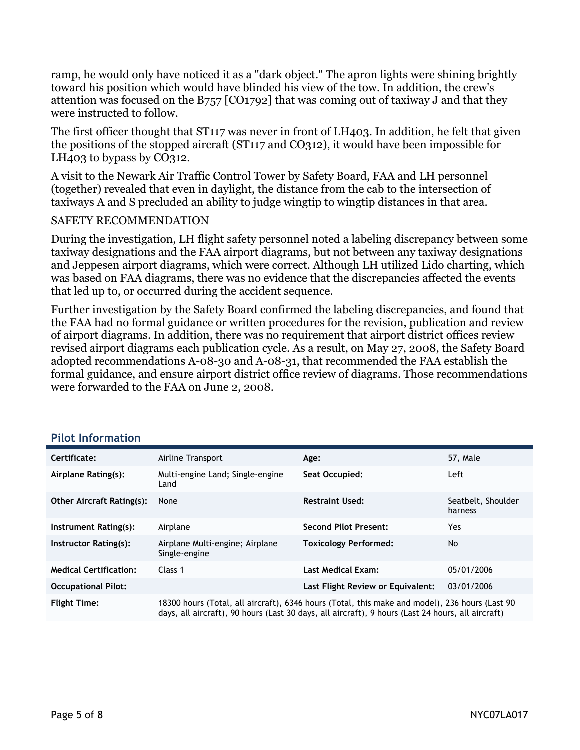ramp, he would only have noticed it as a "dark object." The apron lights were shining brightly toward his position which would have blinded his view of the tow. In addition, the crew's attention was focused on the B757 [CO1792] that was coming out of taxiway J and that they were instructed to follow.

The first officer thought that ST117 was never in front of LH403. In addition, he felt that given the positions of the stopped aircraft (ST117 and CO312), it would have been impossible for LH403 to bypass by CO312.

A visit to the Newark Air Traffic Control Tower by Safety Board, FAA and LH personnel (together) revealed that even in daylight, the distance from the cab to the intersection of taxiways A and S precluded an ability to judge wingtip to wingtip distances in that area.

SAFETY RECOMMENDATION

During the investigation, LH flight safety personnel noted a labeling discrepancy between some taxiway designations and the FAA airport diagrams, but not between any taxiway designations and Jeppesen airport diagrams, which were correct. Although LH utilized Lido charting, which was based on FAA diagrams, there was no evidence that the discrepancies affected the events that led up to, or occurred during the accident sequence.

Further investigation by the Safety Board confirmed the labeling discrepancies, and found that the FAA had no formal guidance or written procedures for the revision, publication and review of airport diagrams. In addition, there was no requirement that airport district offices review revised airport diagrams each publication cycle. As a result, on May 27, 2008, the Safety Board adopted recommendations A-08-30 and A-08-31, that recommended the FAA establish the formal guidance, and ensure airport district office review of diagrams. Those recommendations were forwarded to the FAA on June 2, 2008.

## Pilot Information

| | | | |
|---|---|---|---|
| **Certificate:** | Airline Transport | **Age:** | 57, Male |
| **Airplane Rating(s):** | Multi-engine Land; Single-engine Land | **Seat Occupied:** | Left |
| **Other Aircraft Rating(s):** | None | **Restraint Used:** | Seatbelt, Shoulder harness |
| **Instrument Rating(s):** | Airplane | **Second Pilot Present:** | Yes |
| **Instructor Rating(s):** | Airplane Multi-engine; Airplane Single-engine | **Toxicology Performed:** | No |
| **Medical Certification:** | Class 1 | **Last Medical Exam:** | 05/01/2006 |
| **Occupational Pilot:** | | **Last Flight Review or Equivalent:** | 03/01/2006 |
| **Flight Time:** | 18300 hours (Total, all aircraft), 6346 hours (Total, this make and model), 236 hours (Last 90 days, all aircraft), 90 hours (Last 30 days, all aircraft), 9 hours (Last 24 hours, all aircraft) | | |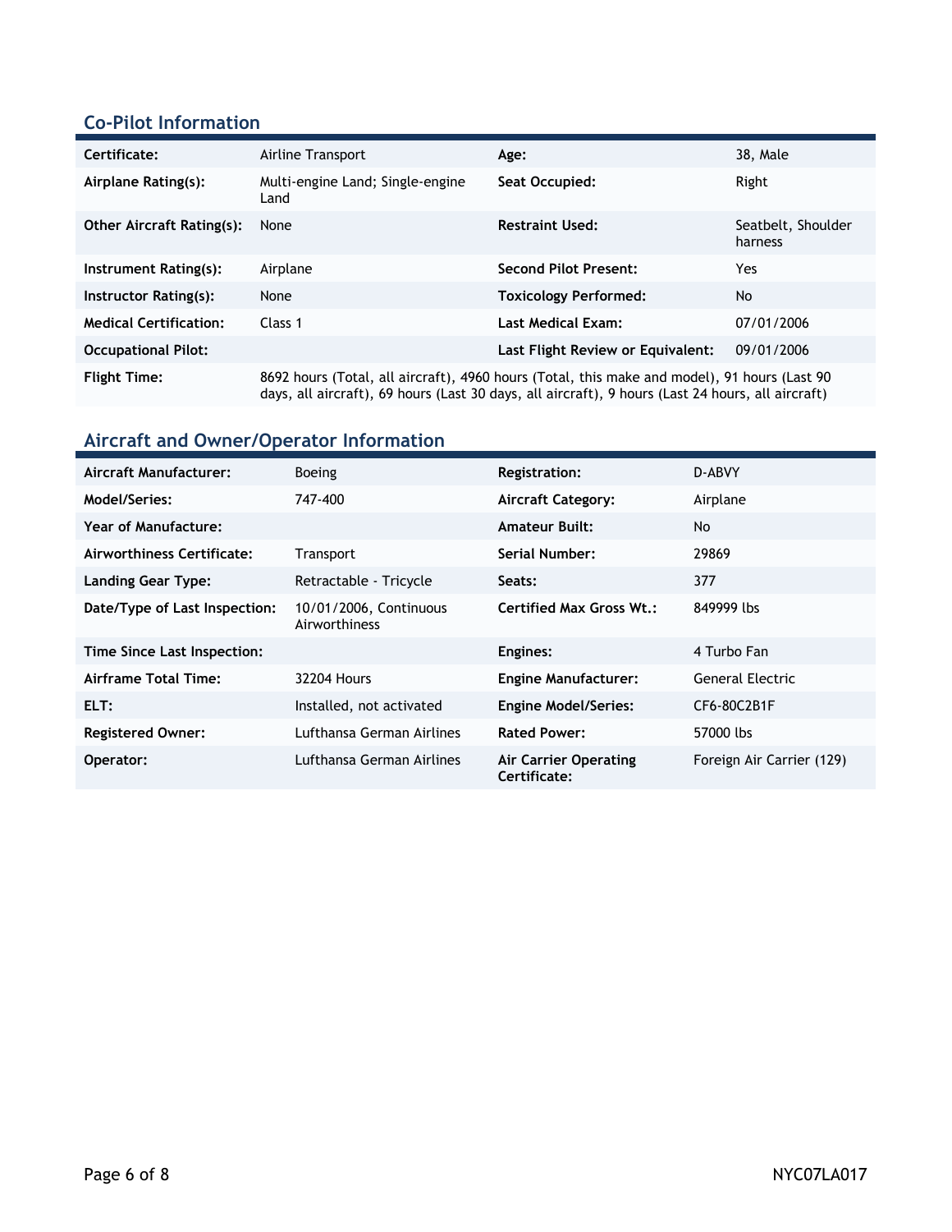## Co-Pilot Information

| | | | |
|---|---|---|---|
| **Certificate:** | Airline Transport | **Age:** | 38, Male |
| **Airplane Rating(s):** | Multi-engine Land; Single-engine Land | **Seat Occupied:** | Right |
| **Other Aircraft Rating(s):** | None | **Restraint Used:** | Seatbelt, Shoulder harness |
| **Instrument Rating(s):** | Airplane | **Second Pilot Present:** | Yes |
| **Instructor Rating(s):** | None | **Toxicology Performed:** | No |
| **Medical Certification:** | Class 1 | **Last Medical Exam:** | 07/01/2006 |
| **Occupational Pilot:** | | **Last Flight Review or Equivalent:** | 09/01/2006 |
| **Flight Time:** | 8692 hours (Total, all aircraft), 4960 hours (Total, this make and model), 91 hours (Last 90 days, all aircraft), 69 hours (Last 30 days, all aircraft), 9 hours (Last 24 hours, all aircraft) | | |

## Aircraft and Owner/Operator Information

| | | | |
|---|---|---|---|
| **Aircraft Manufacturer:** | Boeing | **Registration:** | D-ABVY |
| **Model/Series:** | 747-400 | **Aircraft Category:** | Airplane |
| **Year of Manufacture:** | | **Amateur Built:** | No |
| **Airworthiness Certificate:** | Transport | **Serial Number:** | 29869 |
| **Landing Gear Type:** | Retractable - Tricycle | **Seats:** | 377 |
| **Date/Type of Last Inspection:** | 10/01/2006, Continuous Airworthiness | **Certified Max Gross Wt.:** | 849999 lbs |
| **Time Since Last Inspection:** | | **Engines:** | 4 Turbo Fan |
| **Airframe Total Time:** | 32204 Hours | **Engine Manufacturer:** | General Electric |
| **ELT:** | Installed, not activated | **Engine Model/Series:** | CF6-80C2B1F |
| **Registered Owner:** | Lufthansa German Airlines | **Rated Power:** | 57000 lbs |
| **Operator:** | Lufthansa German Airlines | **Air Carrier Operating Certificate:** | Foreign Air Carrier (129) |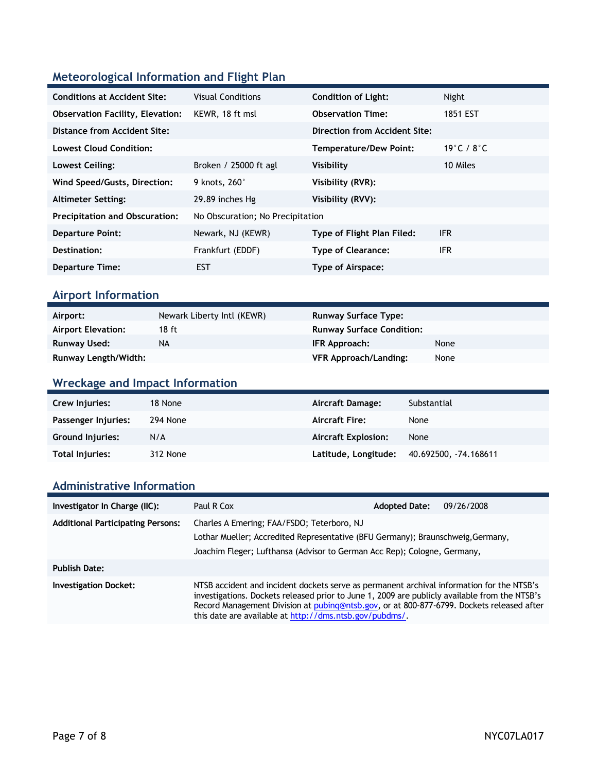## Meteorological Information and Flight Plan

| | | | |
|---|---|---|---|
| **Conditions at Accident Site:** | Visual Conditions | **Condition of Light:** | Night |
| **Observation Facility, Elevation:** | KEWR, 18 ft msl | **Observation Time:** | 1851 EST |
| **Distance from Accident Site:** | | **Direction from Accident Site:** | |
| **Lowest Cloud Condition:** | | **Temperature/Dew Point:** | 19°C / 8°C |
| **Lowest Ceiling:** | Broken / 25000 ft agl | **Visibility** | 10 Miles |
| **Wind Speed/Gusts, Direction:** | 9 knots, 260° | **Visibility (RVR):** | |
| **Altimeter Setting:** | 29.89 inches Hg | **Visibility (RVV):** | |
| **Precipitation and Obscuration:** | No Obscuration; No Precipitation | | |
| **Departure Point:** | Newark, NJ (KEWR) | **Type of Flight Plan Filed:** | IFR |
| **Destination:** | Frankfurt (EDDF) | **Type of Clearance:** | IFR |
| **Departure Time:** | EST | **Type of Airspace:** | |

## Airport Information

| | | | |
|---|---|---|---|
| **Airport:** | Newark Liberty Intl (KEWR) | **Runway Surface Type:** | |
| **Airport Elevation:** | 18 ft | **Runway Surface Condition:** | |
| **Runway Used:** | NA | **IFR Approach:** | None |
| **Runway Length/Width:** | | **VFR Approach/Landing:** | None |

## Wreckage and Impact Information

| | | | |
|---|---|---|---|
| **Crew Injuries:** | 18 None | **Aircraft Damage:** | Substantial |
| **Passenger Injuries:** | 294 None | **Aircraft Fire:** | None |
| **Ground Injuries:** | N/A | **Aircraft Explosion:** | None |
| **Total Injuries:** | 312 None | **Latitude, Longitude:** | 40.692500, -74.168611 |

## Administrative Information

| | | | |
|---|---|---|---|
| **Investigator In Charge (IIC):** | Paul R Cox | **Adopted Date:** | 09/26/2008 |
| **Additional Participating Persons:** | Charles A Emering; FAA/FSDO; Teterboro, NJ<br>Lothar Mueller; Accredited Representative (BFU Germany); Braunschweig,Germany,<br>Joachim Fleger; Lufthansa (Advisor to German Acc Rep); Cologne, Germany, | | |
| **Publish Date:** | | | |
| **Investigation Docket:** | NTSB accident and incident dockets serve as permanent archival information for the NTSB's investigations. Dockets released prior to June 1, 2009 are publicly available from the NTSB's Record Management Division at pubinq@ntsb.gov, or at 800-877-6799. Dockets released after this date are available at http://dms.ntsb.gov/pubdms/. | | |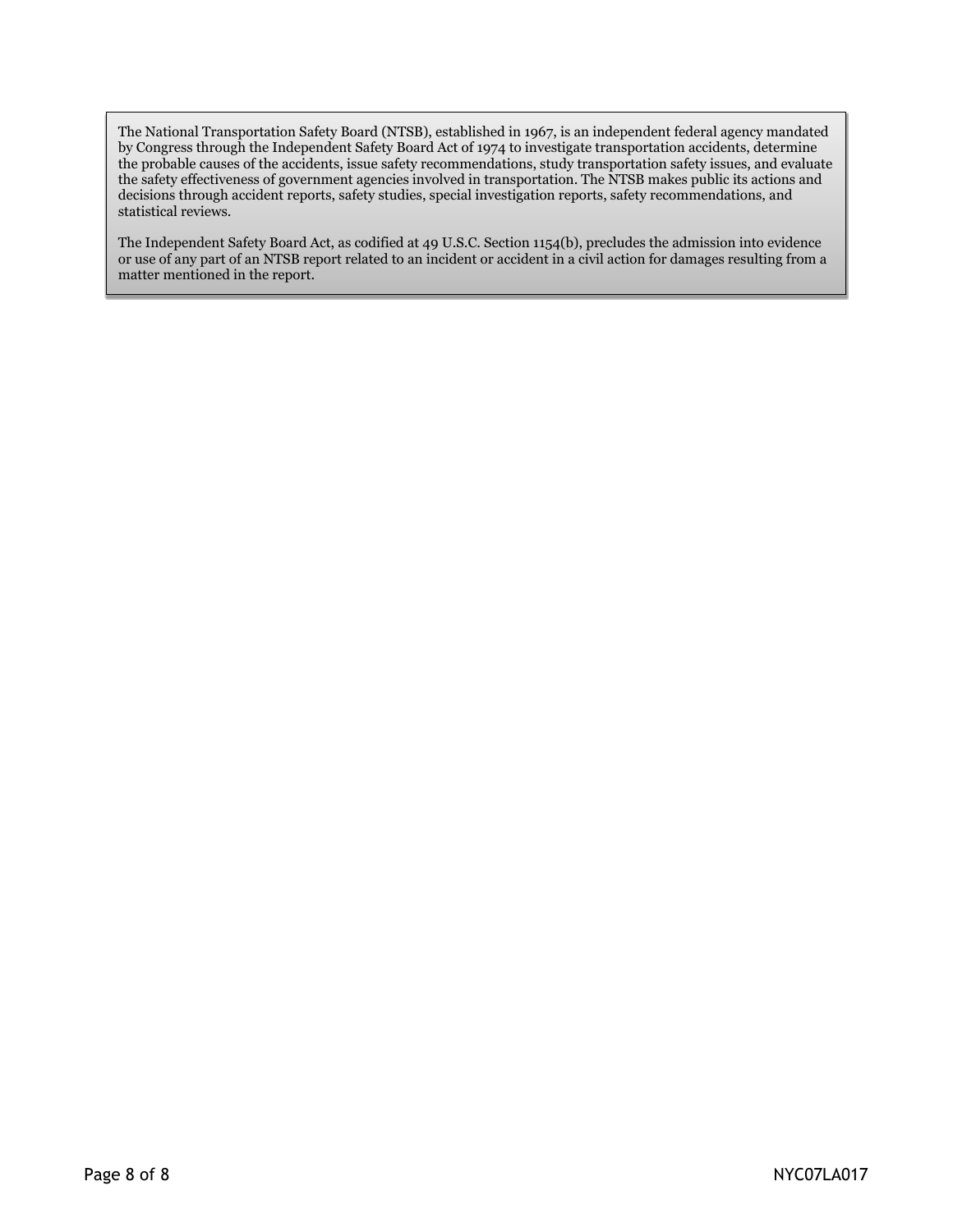The National Transportation Safety Board (NTSB), established in 1967, is an independent federal agency mandated by Congress through the Independent Safety Board Act of 1974 to investigate transportation accidents, determine the probable causes of the accidents, issue safety recommendations, study transportation safety issues, and evaluate the safety effectiveness of government agencies involved in transportation. The NTSB makes public its actions and decisions through accident reports, safety studies, special investigation reports, safety recommendations, and statistical reviews.

The Independent Safety Board Act, as codified at 49 U.S.C. Section 1154(b), precludes the admission into evidence or use of any part of an NTSB report related to an incident or accident in a civil action for damages resulting from a matter mentioned in the report.